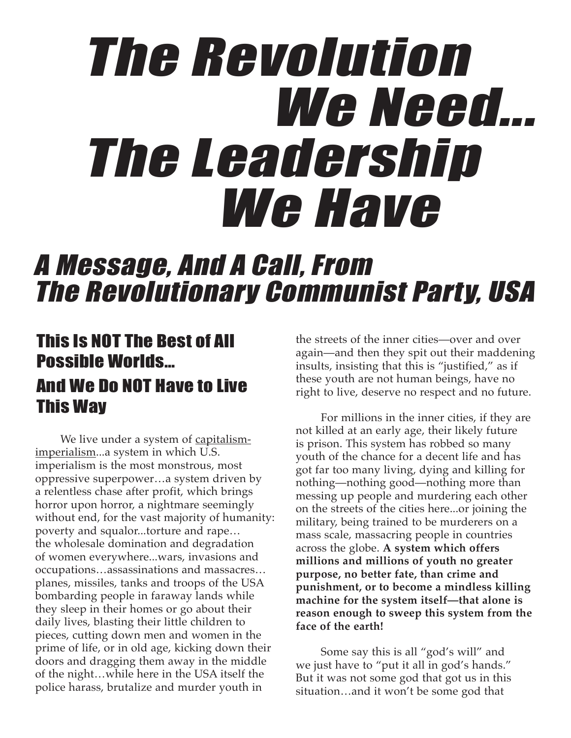# *The Revolution We Need... The Leadership We Have*

## *A Message, And A Call, From The Revolutionary Communist Party, USA*

### This Is NOT The Best of All Possible Worlds... And We Do NOT Have to Live This Way

We live under a system of capitalism-imperialism...a system in which U.S. imperialism is the most monstrous, most oppressive superpower…a system driven by a relentless chase after profit, which brings horror upon horror, a nightmare seemingly without end, for the vast majority of humanity: poverty and squalor...torture and rape… the wholesale domination and degradation of women everywhere...wars, invasions and occupations…assassinations and massacres… planes, missiles, tanks and troops of the USA bombarding people in faraway lands while they sleep in their homes or go about their daily lives, blasting their little children to pieces, cutting down men and women in the prime of life, or in old age, kicking down their doors and dragging them away in the middle of the night…while here in the USA itself the police harass, brutalize and murder youth in the streets of the inner cities—over and over again—and then they spit out their maddening insults, insisting that this is "justified," as if these youth are not human beings, have no right to live, deserve no respect and no future.

For millions in the inner cities, if they are not killed at an early age, their likely future is prison. This system has robbed so many youth of the chance for a decent life and has got far too many living, dying and killing for nothing—nothing good—nothing more than messing up people and murdering each other on the streets of the cities here...or joining the military, being trained to be murderers on a mass scale, massacring people in countries across the globe. **A system which offers millions and millions of youth no greater purpose, no better fate, than crime and punishment, or to become a mindless killing machine for the system itself—that alone is reason enough to sweep this system from the face of the earth!**

Some say this is all "god's will" and we just have to "put it all in god's hands." But it was not some god that got us in this situation…and it won't be some god that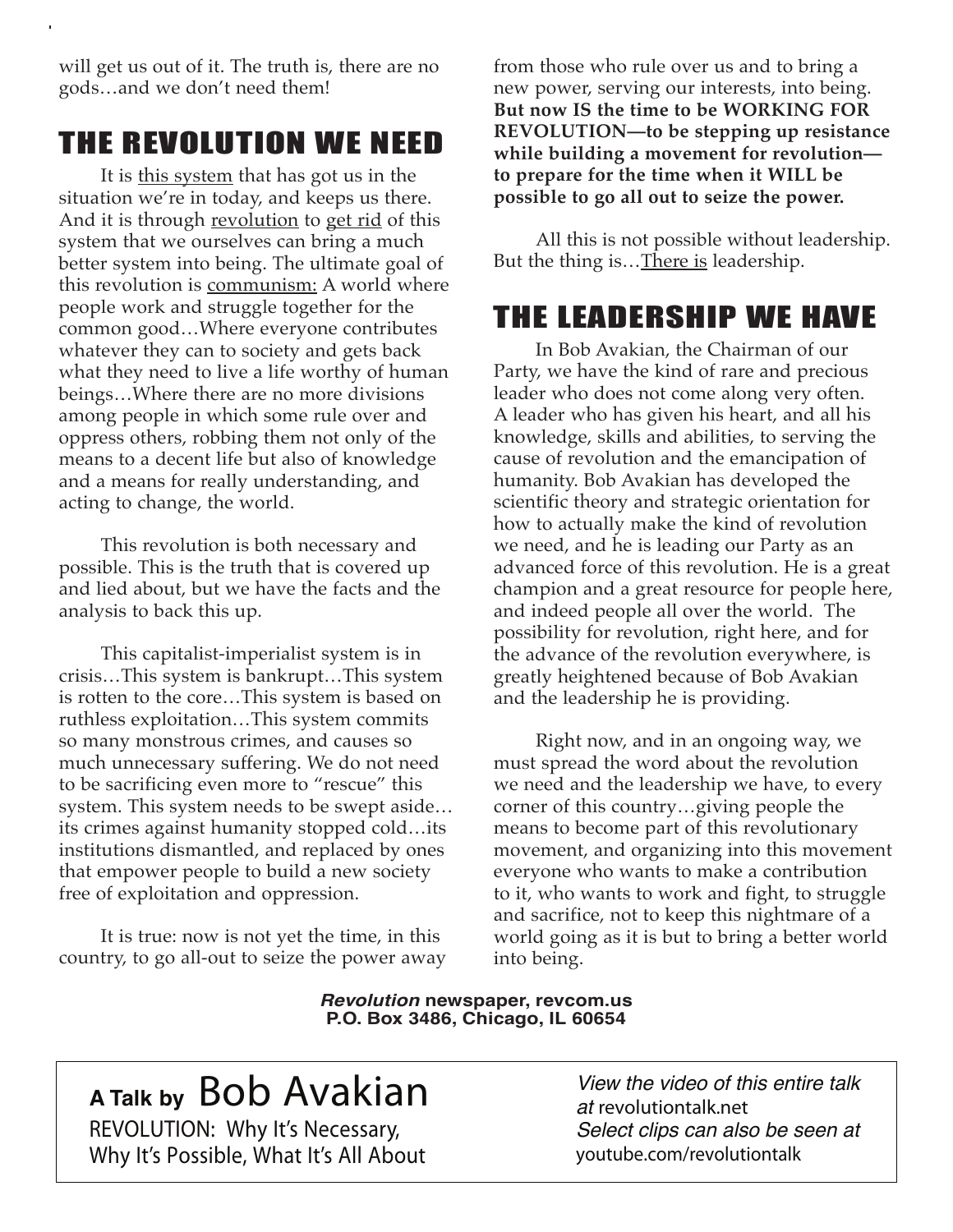will get us out of it. The truth is, there are no gods…and we don't need them!

## THE REVOLUTION WE NEED

It is <u>this system</u> that has got us in the situation we're in today, and keeps us there. And it is through <u>revolution</u> to <u>get rid</u> of this system that we ourselves can bring a much better system into being. The ultimate goal of this revolution is <u>communism:</u> A world where people work and struggle together for the common good…Where everyone contributes whatever they can to society and gets back what they need to live a life worthy of human beings…Where there are no more divisions among people in which some rule over and oppress others, robbing them not only of the means to a decent life but also of knowledge and a means for really understanding, and acting to change, the world.

This revolution is both necessary and possible. This is the truth that is covered up and lied about, but we have the facts and the analysis to back this up.

This capitalist-imperialist system is in crisis…This system is bankrupt…This system is rotten to the core…This system is based on ruthless exploitation…This system commits so many monstrous crimes, and causes so much unnecessary suffering. We do not need to be sacrificing even more to "rescue" this system. This system needs to be swept aside…its crimes against humanity stopped cold…its institutions dismantled, and replaced by ones that empower people to build a new society free of exploitation and oppression.

It is true: now is not yet the time, in this country, to go all-out to seize the power away from those who rule over us and to bring a new power, serving our interests, into being. **But now IS the time to be WORKING FOR REVOLUTION—to be stepping up resistance while building a movement for revolution—to prepare for the time when it WILL be possible to go all out to seize the power.**

All this is not possible without leadership. But the thing is…<u>There is</u> leadership.

## THE LEADERSHIP WE HAVE

In Bob Avakian, the Chairman of our Party, we have the kind of rare and precious leader who does not come along very often. A leader who has given his heart, and all his knowledge, skills and abilities, to serving the cause of revolution and the emancipation of humanity. Bob Avakian has developed the scientific theory and strategic orientation for how to actually make the kind of revolution we need, and he is leading our Party as an advanced force of this revolution. He is a great champion and a great resource for people here, and indeed people all over the world. The possibility for revolution, right here, and for the advance of the revolution everywhere, is greatly heightened because of Bob Avakian and the leadership he is providing.

Right now, and in an ongoing way, we must spread the word about the revolution we need and the leadership we have, to every corner of this country…giving people the means to become part of this revolutionary movement, and organizing into this movement everyone who wants to make a contribution to it, who wants to work and fight, to struggle and sacrifice, not to keep this nightmare of a world going as it is but to bring a better world into being.

***Revolution* newspaper, revcom.us**
**P.O. Box 3486, Chicago, IL 60654**

**A Talk by** Bob Avakian
REVOLUTION: Why It's Necessary, Why It's Possible, What It's All About

*View the video of this entire talk at* revolutiontalk.net
*Select clips can also be seen at* youtube.com/revolutiontalk